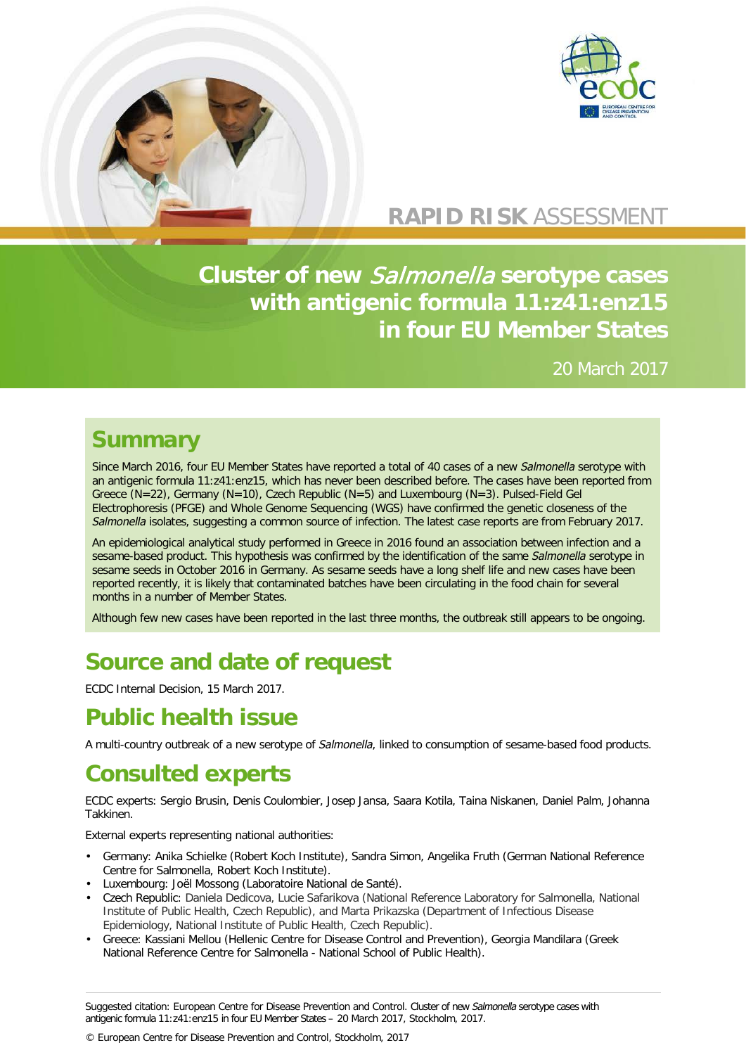RAPID RISK ASSESSMENT

# Cluster of new *Salmonella* serotype cases with antigenic formula 11:z41:enz15 in four EU Member States

20 March 2017

## Summary

Since March 2016, four EU Member States have reported a total of 40 cases of a new *Salmonella* serotype with an antigenic formula 11:z41:enz15, which has never been described before. The cases have been reported from Greece (N=22), Germany (N=10), Czech Republic (N=5) and Luxembourg (N=3). Pulsed-Field Gel Electrophoresis (PFGE) and Whole Genome Sequencing (WGS) have confirmed the genetic closeness of the *Salmonella* isolates, suggesting a common source of infection. The latest case reports are from February 2017.

An epidemiological analytical study performed in Greece in 2016 found an association between infection and a sesame-based product. This hypothesis was confirmed by the identification of the same *Salmonella* serotype in sesame seeds in October 2016 in Germany. As sesame seeds have a long shelf life and new cases have been reported recently, it is likely that contaminated batches have been circulating in the food chain for several months in a number of Member States.

Although few new cases have been reported in the last three months, the outbreak still appears to be ongoing.

## Source and date of request

ECDC Internal Decision, 15 March 2017.

## Public health issue

A multi-country outbreak of a new serotype of *Salmonella*, linked to consumption of sesame-based food products.

## Consulted experts

ECDC experts: Sergio Brusin, Denis Coulombier, Josep Jansa, Saara Kotila, Taina Niskanen, Daniel Palm, Johanna Takkinen.

External experts representing national authorities:

- Germany: Anika Schielke (Robert Koch Institute), Sandra Simon, Angelika Fruth (German National Reference Centre for Salmonella, Robert Koch Institute).
- Luxembourg: Joël Mossong (Laboratoire National de Santé).
- Czech Republic: Daniela Dedicova, Lucie Safarikova (National Reference Laboratory for Salmonella, National Institute of Public Health, Czech Republic), and Marta Prikazska (Department of Infectious Disease Epidemiology, National Institute of Public Health, Czech Republic).
- Greece: Kassiani Mellou (Hellenic Centre for Disease Control and Prevention), Georgia Mandilara (Greek National Reference Centre for Salmonella - National School of Public Health).

Suggested citation: European Centre for Disease Prevention and Control. Cluster of new *Salmonella* serotype cases with antigenic formula 11:z41:enz15 in four EU Member States – 20 March 2017, Stockholm, 2017.

© European Centre for Disease Prevention and Control, Stockholm, 2017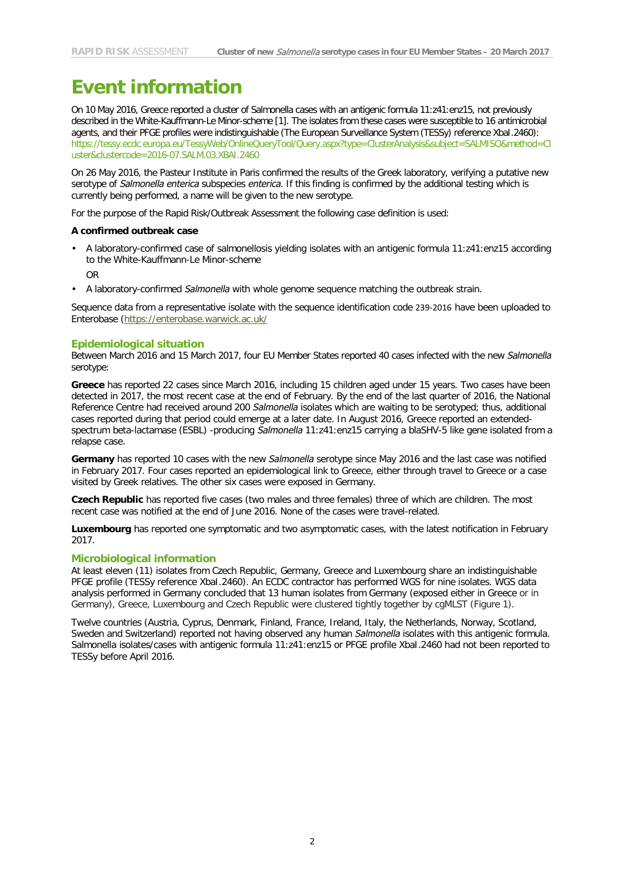# Event information

On 10 May 2016, Greece reported a cluster of Salmonella cases with an antigenic formula 11:z41:enz15, not previously described in the White-Kauffmann-Le Minor-scheme [1]. The isolates from these cases were susceptible to 16 antimicrobial agents, and their PFGE profiles were indistinguishable (The European Surveillance System (TESSy) reference XbaI.2460): https://tessy.ecdc.europa.eu/TessyWeb/OnlineQueryTool/Query.aspx?type=ClusterAnalysis&subject=SALMISO&method=Cluster&clustercode=2016-07.SALM.03.XBAI.2460

On 26 May 2016, the Pasteur Institute in Paris confirmed the results of the Greek laboratory, verifying a putative new serotype of *Salmonella enterica* subspecies *enterica*. If this finding is confirmed by the additional testing which is currently being performed, a name will be given to the new serotype.

For the purpose of the Rapid Risk/Outbreak Assessment the following case definition is used:

**A confirmed outbreak case**

- A laboratory-confirmed case of salmonellosis yielding isolates with an antigenic formula 11:z41:enz15 according to the White-Kauffmann-Le Minor-scheme

  OR

- A laboratory-confirmed *Salmonella* with whole genome sequence matching the outbreak strain.

Sequence data from a representative isolate with the sequence identification code 239-2016 have been uploaded to Enterobase (https://enterobase.warwick.ac.uk/)

## Epidemiological situation

Between March 2016 and 15 March 2017, four EU Member States reported 40 cases infected with the new *Salmonella* serotype:

**Greece** has reported 22 cases since March 2016, including 15 children aged under 15 years. Two cases have been detected in 2017, the most recent case at the end of February. By the end of the last quarter of 2016, the National Reference Centre had received around 200 *Salmonella* isolates which are waiting to be serotyped; thus, additional cases reported during that period could emerge at a later date. In August 2016, Greece reported an extended-spectrum beta-lactamase (ESBL) -producing *Salmonella* 11:z41:enz15 carrying a blaSHV-5 like gene isolated from a relapse case.

**Germany** has reported 10 cases with the new *Salmonella* serotype since May 2016 and the last case was notified in February 2017. Four cases reported an epidemiological link to Greece, either through travel to Greece or a case visited by Greek relatives. The other six cases were exposed in Germany.

**Czech Republic** has reported five cases (two males and three females) three of which are children. The most recent case was notified at the end of June 2016. None of the cases were travel-related.

**Luxembourg** has reported one symptomatic and two asymptomatic cases, with the latest notification in February 2017.

## Microbiological information

At least eleven (11) isolates from Czech Republic, Germany, Greece and Luxembourg share an indistinguishable PFGE profile (TESSy reference XbaI.2460). An ECDC contractor has performed WGS for nine isolates. WGS data analysis performed in Germany concluded that 13 human isolates from Germany (exposed either in Greece or in Germany), Greece, Luxembourg and Czech Republic were clustered tightly together by cgMLST (Figure 1).

Twelve countries (Austria, Cyprus, Denmark, Finland, France, Ireland, Italy, the Netherlands, Norway, Scotland, Sweden and Switzerland) reported not having observed any human *Salmonella* isolates with this antigenic formula. Salmonella isolates/cases with antigenic formula 11:z41:enz15 or PFGE profile XbaI.2460 had not been reported to TESSy before April 2016.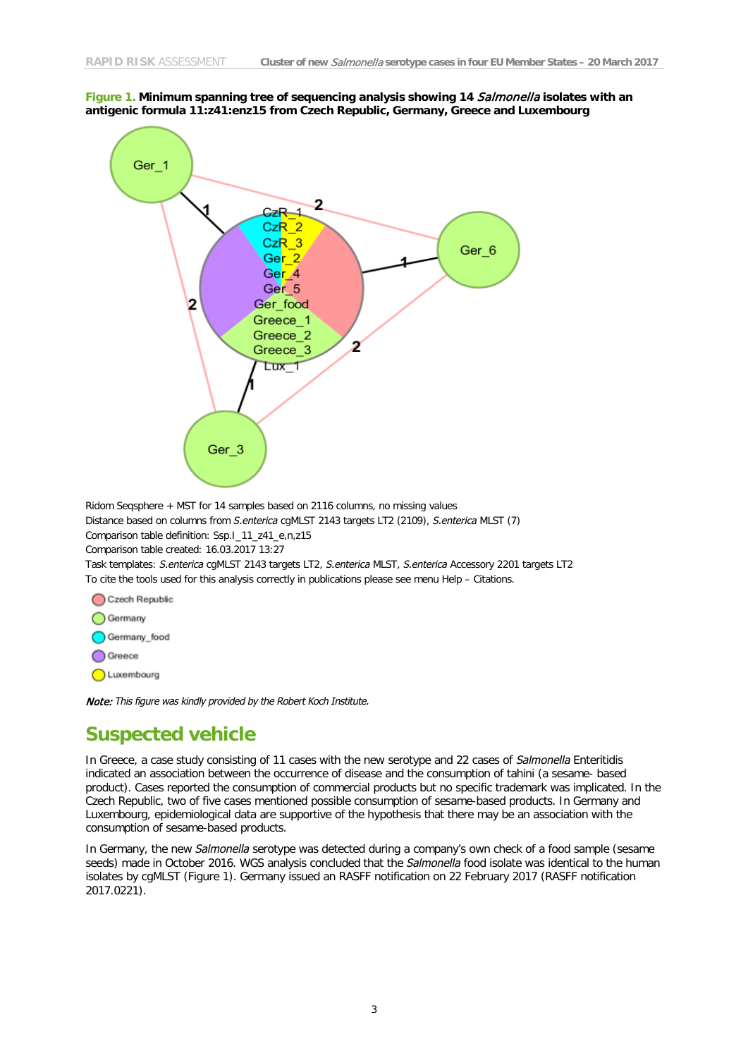**Figure 1. Minimum spanning tree of sequencing analysis showing 14 *Salmonella* isolates with an antigenic formula 11:z41:enz15 from Czech Republic, Germany, Greece and Luxembourg**

Ridom Seqsphere + MST for 14 samples based on 2116 columns, no missing values
Distance based on columns from *S.enterica* cgMLST 2143 targets LT2 (2109), *S.enterica* MLST (7)
Comparison table definition: Ssp.I_11_z41_e,n,z15
Comparison table created: 16.03.2017 13:27
Task templates: *S.enterica* cgMLST 2143 targets LT2, *S.enterica* MLST, *S.enterica* Accessory 2201 targets LT2
To cite the tools used for this analysis correctly in publications please see menu Help – Citations.

*Note: This figure was kindly provided by the Robert Koch Institute.*

## Suspected vehicle

In Greece, a case study consisting of 11 cases with the new serotype and 22 cases of *Salmonella* Enteritidis indicated an association between the occurrence of disease and the consumption of tahini (a sesame- based product). Cases reported the consumption of commercial products but no specific trademark was implicated. In the Czech Republic, two of five cases mentioned possible consumption of sesame-based products. In Germany and Luxembourg, epidemiological data are supportive of the hypothesis that there may be an association with the consumption of sesame-based products.

In Germany, the new *Salmonella* serotype was detected during a company's own check of a food sample (sesame seeds) made in October 2016. WGS analysis concluded that the *Salmonella* food isolate was identical to the human isolates by cgMLST (Figure 1). Germany issued an RASFF notification on 22 February 2017 (RASFF notification 2017.0221).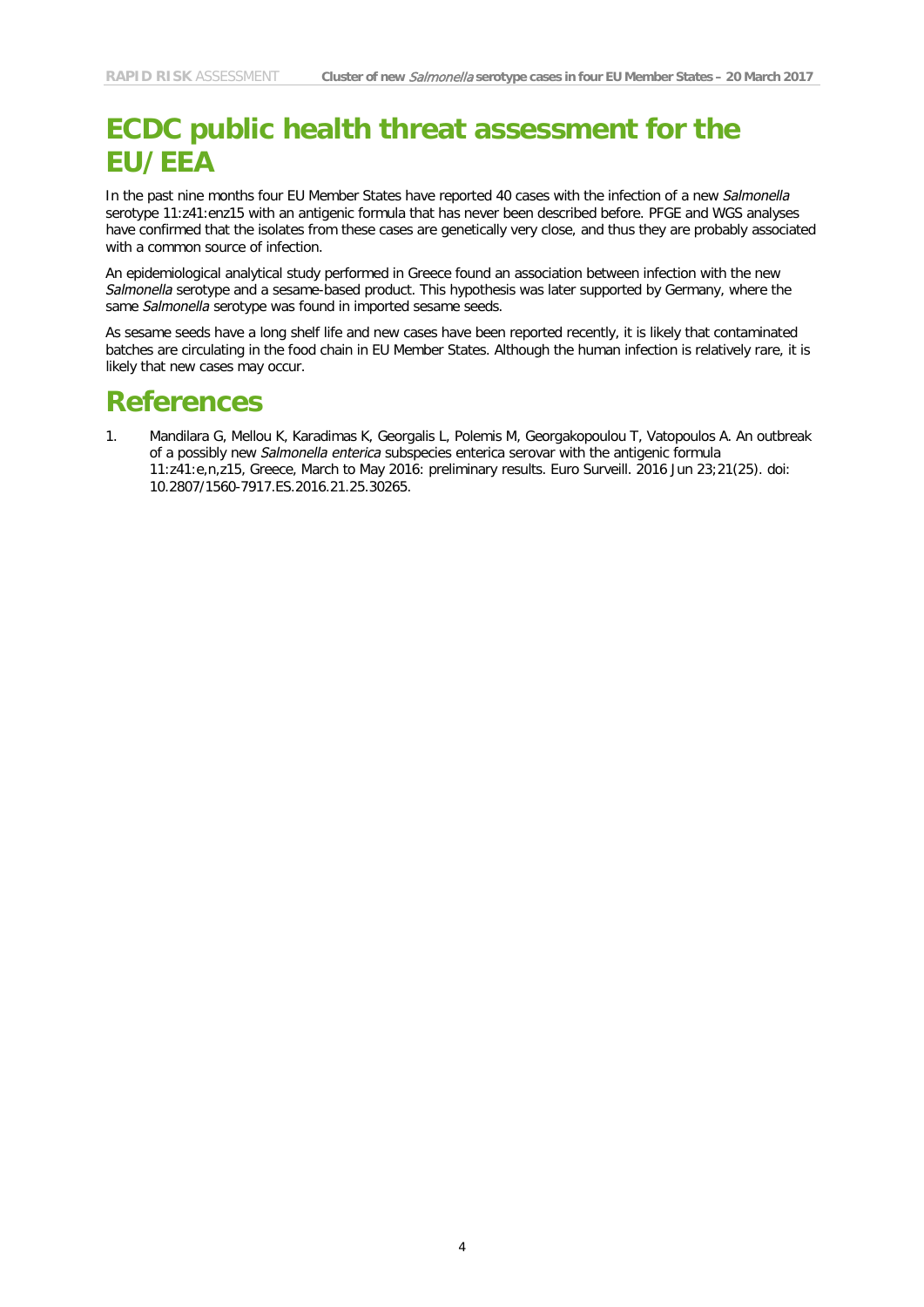# ECDC public health threat assessment for the EU/EEA

In the past nine months four EU Member States have reported 40 cases with the infection of a new *Salmonella* serotype 11:z41:enz15 with an antigenic formula that has never been described before. PFGE and WGS analyses have confirmed that the isolates from these cases are genetically very close, and thus they are probably associated with a common source of infection.

An epidemiological analytical study performed in Greece found an association between infection with the new *Salmonella* serotype and a sesame-based product. This hypothesis was later supported by Germany, where the same *Salmonella* serotype was found in imported sesame seeds.

As sesame seeds have a long shelf life and new cases have been reported recently, it is likely that contaminated batches are circulating in the food chain in EU Member States. Although the human infection is relatively rare, it is likely that new cases may occur.

# References

1. Mandilara G, Mellou K, Karadimas K, Georgalis L, Polemis M, Georgakopoulou T, Vatopoulos A. An outbreak of a possibly new *Salmonella enterica* subspecies enterica serovar with the antigenic formula 11:z41:e,n,z15, Greece, March to May 2016: preliminary results. Euro Surveill. 2016 Jun 23;21(25). doi: 10.2807/1560-7917.ES.2016.21.25.30265.